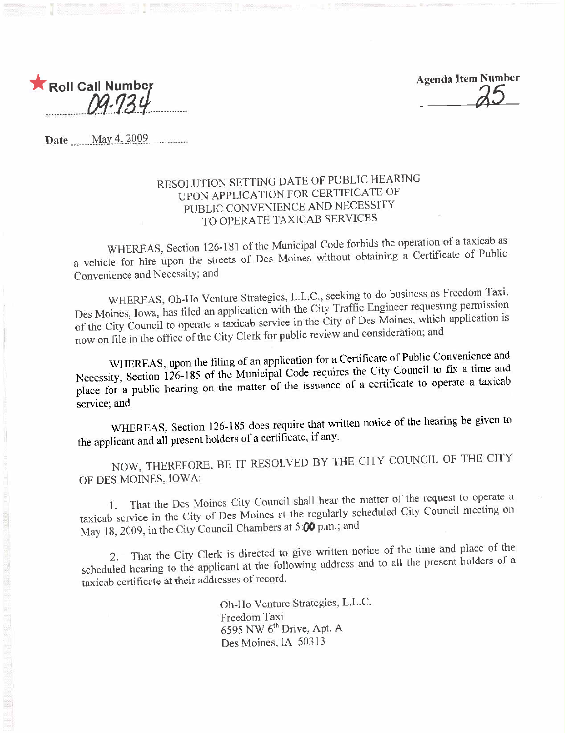★ **Roll Call Number** 09-734

**Agenda Item Number** 25

**Date** May 4, 2009

RESOLUTION SETTING DATE OF PUBLIC HEARING UPON APPLICATION FOR CERTIFICATE OF PUBLIC CONVENIENCE AND NECESSITY TO OPERATE TAXICAB SERVICES

WHEREAS, Section 126-181 of the Municipal Code forbids the operation of a taxicab as a vehicle for hire upon the streets of Des Moines without obtaining a Certificate of Public Convenience and Necessity; and

WHEREAS, Oh-Ho Venture Strategies, L.L.C., seeking to do business as Freedom Taxi, Des Moines, Iowa, has filed an application with the City Traffic Engineer requesting permission of the City Council to operate a taxicab service in the City of Des Moines, which application is now on file in the office of the City Clerk for public review and consideration; and

WHEREAS, upon the filing of an application for a Certificate of Public Convenience and Necessity, Section 126-185 of the Municipal Code requires the City Council to fix a time and place for a public hearing on the matter of the issuance of a certificate to operate a taxicab service; and

WHEREAS, Section 126-185 does require that written notice of the hearing be given to the applicant and all present holders of a certificate, if any.

NOW, THEREFORE, BE IT RESOLVED BY THE CITY COUNCIL OF THE CITY OF DES MOINES, IOWA:

1. That the Des Moines City Council shall hear the matter of the request to operate a taxicab service in the City of Des Moines at the regularly scheduled City Council meeting on May 18, 2009, in the City Council Chambers at 5:00 p.m.; and

2. That the City Clerk is directed to give written notice of the time and place of the scheduled hearing to the applicant at the following address and to all the present holders of a taxicab certificate at their addresses of record.

Oh-Ho Venture Strategies, L.L.C.
Freedom Taxi
6595 NW 6th Drive, Apt. A
Des Moines, IA 50313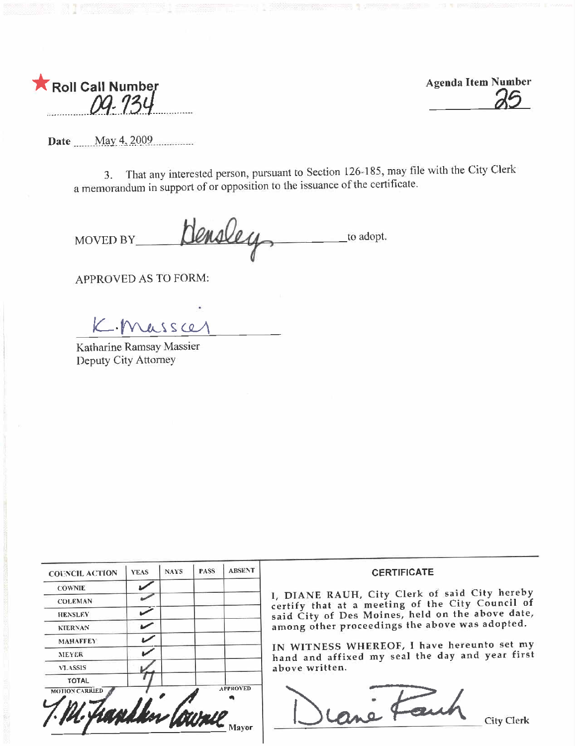★ **Roll Call Number** 09-734

**Agenda Item Number** 25

**Date** May 4, 2009

3. That any interested person, pursuant to Section 126-185, may file with the City Clerk a memorandum in support of or opposition to the issuance of the certificate.

MOVED BY Hensley to adopt.

APPROVED AS TO FORM:

K. Massier

Katharine Ramsay Massier
Deputy City Attorney

| COUNCIL ACTION | YEAS | NAYS | PASS | ABSENT |
|---|---|---|---|---|
| COWNIE | ✓ | | | |
| COLEMAN | ✓ | | | |
| HENSLEY | ✓ | | | |
| KIERNAN | ✓ | | | |
| MAHAFFEY | ✓ | | | |
| MEYER | ✓ | | | |
| VLASSIS | ✓ | | | |
| TOTAL | 7 | | | |

MOTION CARRIED APPROVED

T. M. Franklin Cownie
Mayor

**CERTIFICATE**

I, DIANE RAUH, City Clerk of said City hereby certify that at a meeting of the City Council of said City of Des Moines, held on the above date, among other proceedings the above was adopted.

IN WITNESS WHEREOF, I have hereunto set my hand and affixed my seal the day and year first above written.

Diane Rauh
City Clerk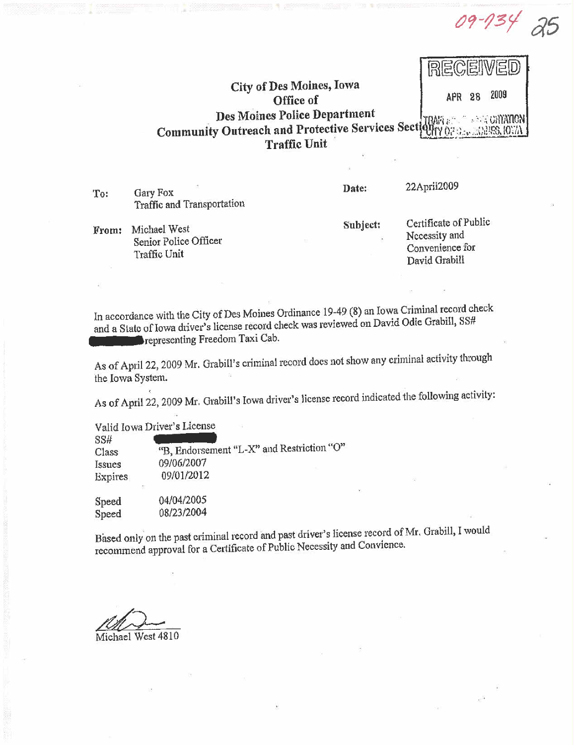09-734 25

RECEIVED
APR 28 2009
TRAF... CITATION
CITY OF ... IOWA

**City of Des Moines, Iowa**
**Office of**
**Des Moines Police Department**
**Community Outreach and Protective Services Section**
**Traffic Unit**

| | | | |
|---|---|---|---|
| To: | Gary Fox<br>Traffic and Transportation | Date: | 22April2009 |
| From: | Michael West<br>Senior Police Officer<br>Traffic Unit | Subject: | Certificate of Public Necessity and Convenience for David Grabill |

In accordance with the City of Des Moines Ordinance 19-49 (8) an Iowa Criminal record check and a State of Iowa driver's license record check was reviewed on David Odie Grabill, SS# ██████ representing Freedom Taxi Cab.

As of April 22, 2009 Mr. Grabill's criminal record does not show any criminal activity through the Iowa System.

As of April 22, 2009 Mr. Grabill's Iowa driver's license record indicated the following activity:

Valid Iowa Driver's License

| | |
|---|---|
| SS# | ██████ |
| Class | "B, Endorsement "L-X" and Restriction "O" |
| Issues | 09/06/2007 |
| Expires | 09/01/2012 |

| | |
|---|---|
| Speed | 04/04/2005 |
| Speed | 08/23/2004 |

Based only on the past criminal record and past driver's license record of Mr. Grabill, I would recommend approval for a Certificate of Public Necessity and Convience.

Michael West 4810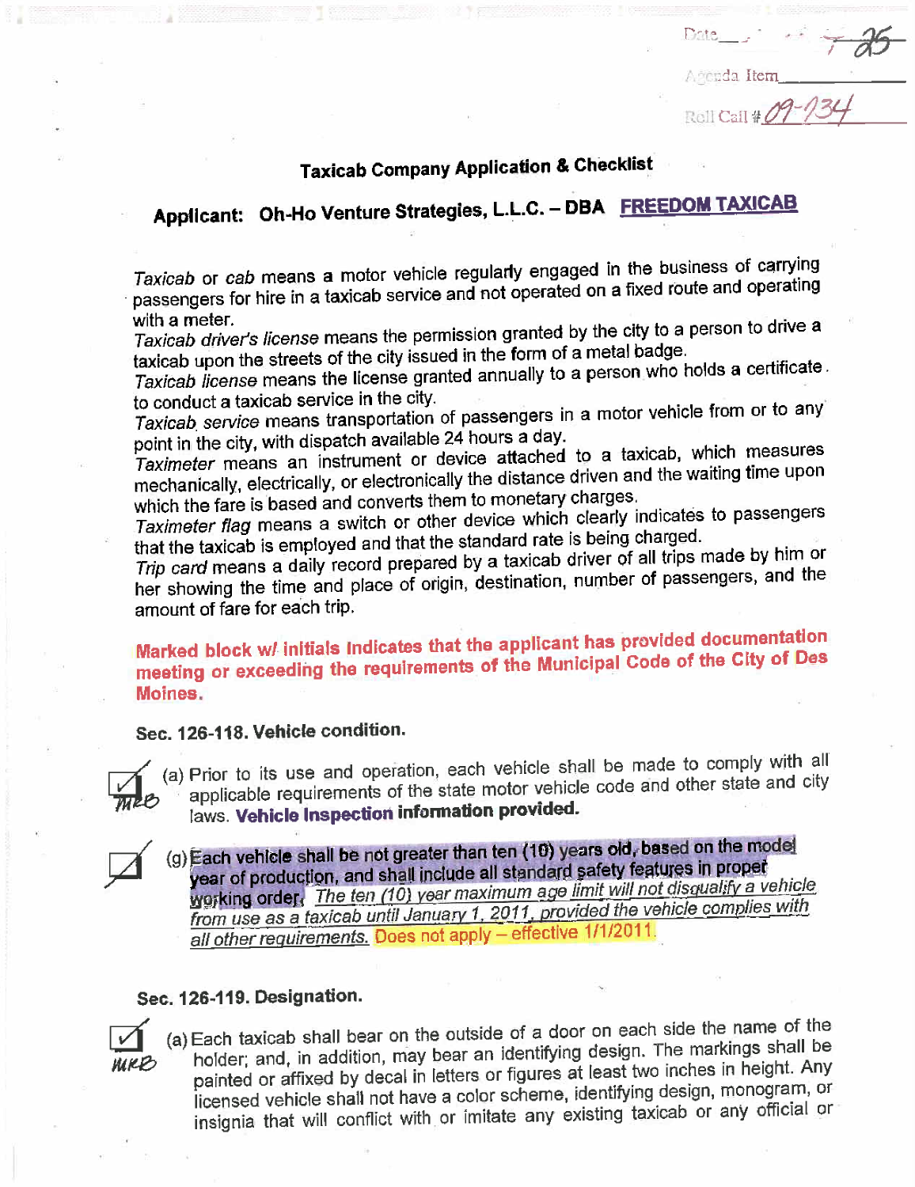Date ____ 7-25

Agenda Item ____

Roll Call # 09-734

## Taxicab Company Application & Checklist

### Applicant: Oh-Ho Venture Strategies, L.L.C. – DBA FREEDOM TAXICAB

*Taxicab* or *cab* means a motor vehicle regularly engaged in the business of carrying passengers for hire in a taxicab service and not operated on a fixed route and operating with a meter.

*Taxicab driver's license* means the permission granted by the city to a person to drive a taxicab upon the streets of the city issued in the form of a metal badge.

*Taxicab license* means the license granted annually to a person who holds a certificate to conduct a taxicab service in the city.

*Taxicab service* means transportation of passengers in a motor vehicle from or to any point in the city, with dispatch available 24 hours a day.

*Taximeter* means an instrument or device attached to a taxicab, which measures mechanically, electrically, or electronically the distance driven and the waiting time upon which the fare is based and converts them to monetary charges.

*Taximeter flag* means a switch or other device which clearly indicates to passengers that the taxicab is employed and that the standard rate is being charged.

*Trip card* means a daily record prepared by a taxicab driver of all trips made by him or her showing the time and place of origin, destination, number of passengers, and the amount of fare for each trip.

**Marked block w/ initials Indicates that the applicant has provided documentation meeting or exceeding the requirements of the Municipal Code of the City of Des Moines.**

### Sec. 126-118. Vehicle condition.

☑ MKB (a) Prior to its use and operation, each vehicle shall be made to comply with all applicable requirements of the state motor vehicle code and other state and city laws. **Vehicle Inspection information provided.**

☐ (g) **Each vehicle shall be not greater than ten (10) years old, based on the model year of production, and shall include all standard safety features in proper working order.** *The ten (10) year maximum age limit will not disqualify a vehicle from use as a taxicab until January 1, 2011, provided the vehicle complies with all other requirements.* Does not apply – effective 1/1/2011.

### Sec. 126-119. Designation.

☑ MKB (a) Each taxicab shall bear on the outside of a door on each side the name of the holder; and, in addition, may bear an identifying design. The markings shall be painted or affixed by decal in letters or figures at least two inches in height. Any licensed vehicle shall not have a color scheme, identifying design, monogram, or insignia that will conflict with or imitate any existing taxicab or any official or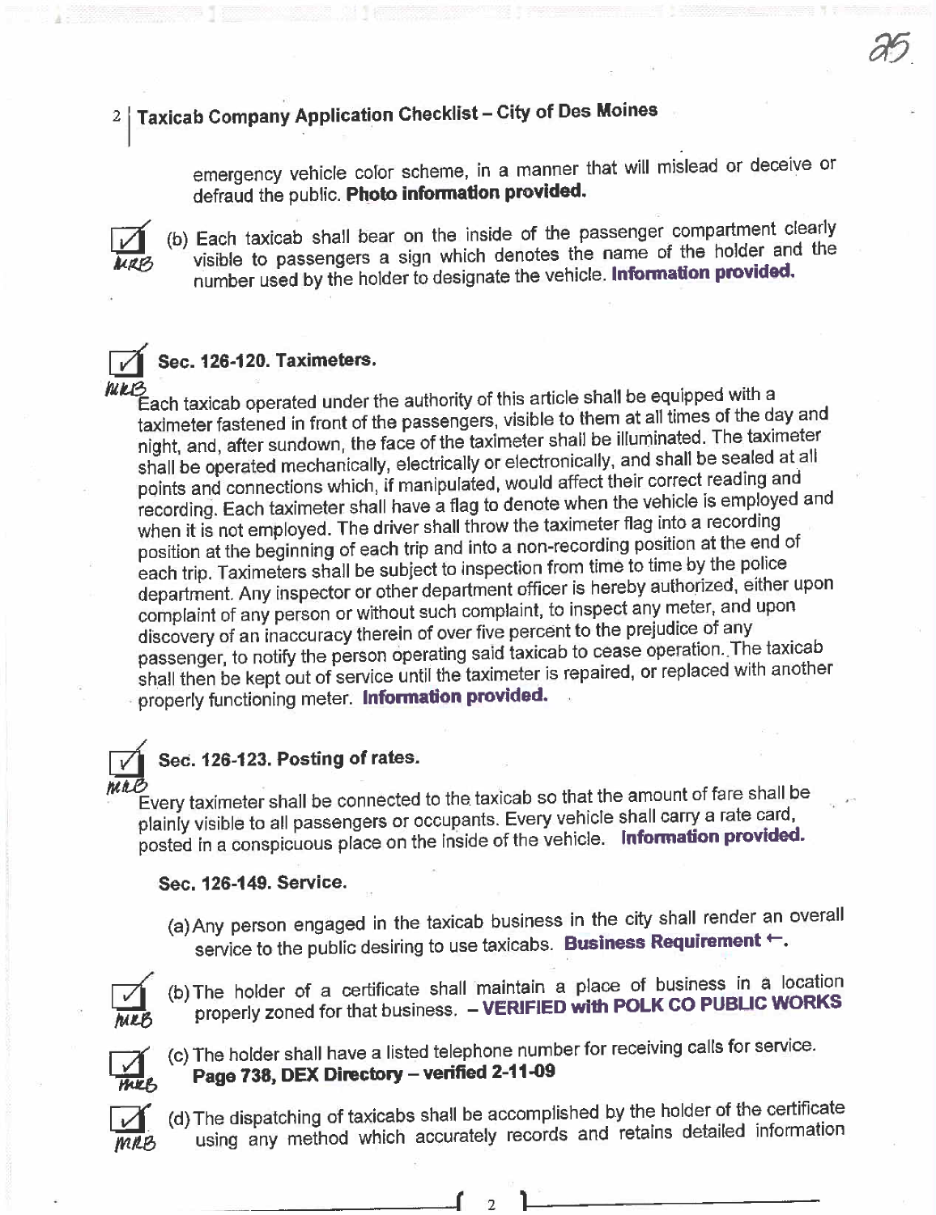emergency vehicle color scheme, in a manner that will mislead or deceive or defraud the public. **Photo information provided.**

☑ MRB (b) Each taxicab shall bear on the inside of the passenger compartment clearly visible to passengers a sign which denotes the name of the holder and the number used by the holder to designate the vehicle. **Information provided.**

### ☑ Sec. 126-120. Taximeters.

MRB Each taxicab operated under the authority of this article shall be equipped with a taximeter fastened in front of the passengers, visible to them at all times of the day and night, and, after sundown, the face of the taximeter shall be illuminated. The taximeter shall be operated mechanically, electrically or electronically, and shall be sealed at all points and connections which, if manipulated, would affect their correct reading and recording. Each taximeter shall have a flag to denote when the vehicle is employed and when it is not employed. The driver shall throw the taximeter flag into a recording position at the beginning of each trip and into a non-recording position at the end of each trip. Taximeters shall be subject to inspection from time to time by the police department. Any inspector or other department officer is hereby authorized, either upon complaint of any person or without such complaint, to inspect any meter, and upon discovery of an inaccuracy therein of over five percent to the prejudice of any passenger, to notify the person operating said taxicab to cease operation. The taxicab shall then be kept out of service until the taximeter is repaired, or replaced with another properly functioning meter. **Information provided.**

### ☑ Sec. 126-123. Posting of rates.

MRB Every taximeter shall be connected to the taxicab so that the amount of fare shall be plainly visible to all passengers or occupants. Every vehicle shall carry a rate card, posted in a conspicuous place on the inside of the vehicle. **Information provided.**

### Sec. 126-149. Service.

(a) Any person engaged in the taxicab business in the city shall render an overall service to the public desiring to use taxicabs. **Business Requirement ←.**

☑ MRB (b) The holder of a certificate shall maintain a place of business in a location properly zoned for that business. **– VERIFIED with POLK CO PUBLIC WORKS**

☑ MRB (c) The holder shall have a listed telephone number for receiving calls for service. **Page 738, DEX Directory – verified 2-11-09**

☑ MRB (d) The dispatching of taxicabs shall be accomplished by the holder of the certificate using any method which accurately records and retains detailed information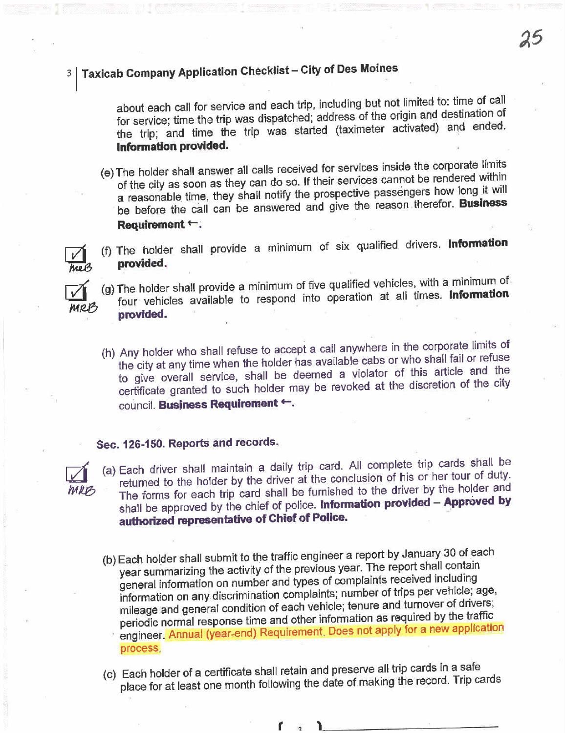about each call for service and each trip, including but not limited to: time of call for service; time the trip was dispatched; address of the origin and destination of the trip; and time the trip was started (taximeter activated) and ended. **Information provided.**

(e) The holder shall answer all calls received for services inside the corporate limits of the city as soon as they can do so. If their services cannot be rendered within a reasonable time, they shall notify the prospective passengers how long it will be before the call can be answered and give the reason therefor. **Business Requirement ←.**

☑ MRB (f) The holder shall provide a minimum of six qualified drivers. **Information provided.**

☑ MRB (g) The holder shall provide a minimum of five qualified vehicles, with a minimum of four vehicles available to respond into operation at all times. **Information provided.**

(h) Any holder who shall refuse to accept a call anywhere in the corporate limits of the city at any time when the holder has available cabs or who shall fail or refuse to give overall service, shall be deemed a violator of this article and the certificate granted to such holder may be revoked at the discretion of the city council. **Business Requirement ←.**

### Sec. 126-150. Reports and records.

☑ MRB (a) Each driver shall maintain a daily trip card. All complete trip cards shall be returned to the holder by the driver at the conclusion of his or her tour of duty. The forms for each trip card shall be furnished to the driver by the holder and shall be approved by the chief of police. **Information provided – Approved by authorized representative of Chief of Police.**

(b) Each holder shall submit to the traffic engineer a report by January 30 of each year summarizing the activity of the previous year. The report shall contain general information on number and types of complaints received including information on any discrimination complaints; number of trips per vehicle; age, mileage and general condition of each vehicle; tenure and turnover of drivers; periodic normal response time and other information as required by the traffic engineer. Annual (year-end) Requirement. Does not apply for a new application process.

(c) Each holder of a certificate shall retain and preserve all trip cards in a safe place for at least one month following the date of making the record. Trip cards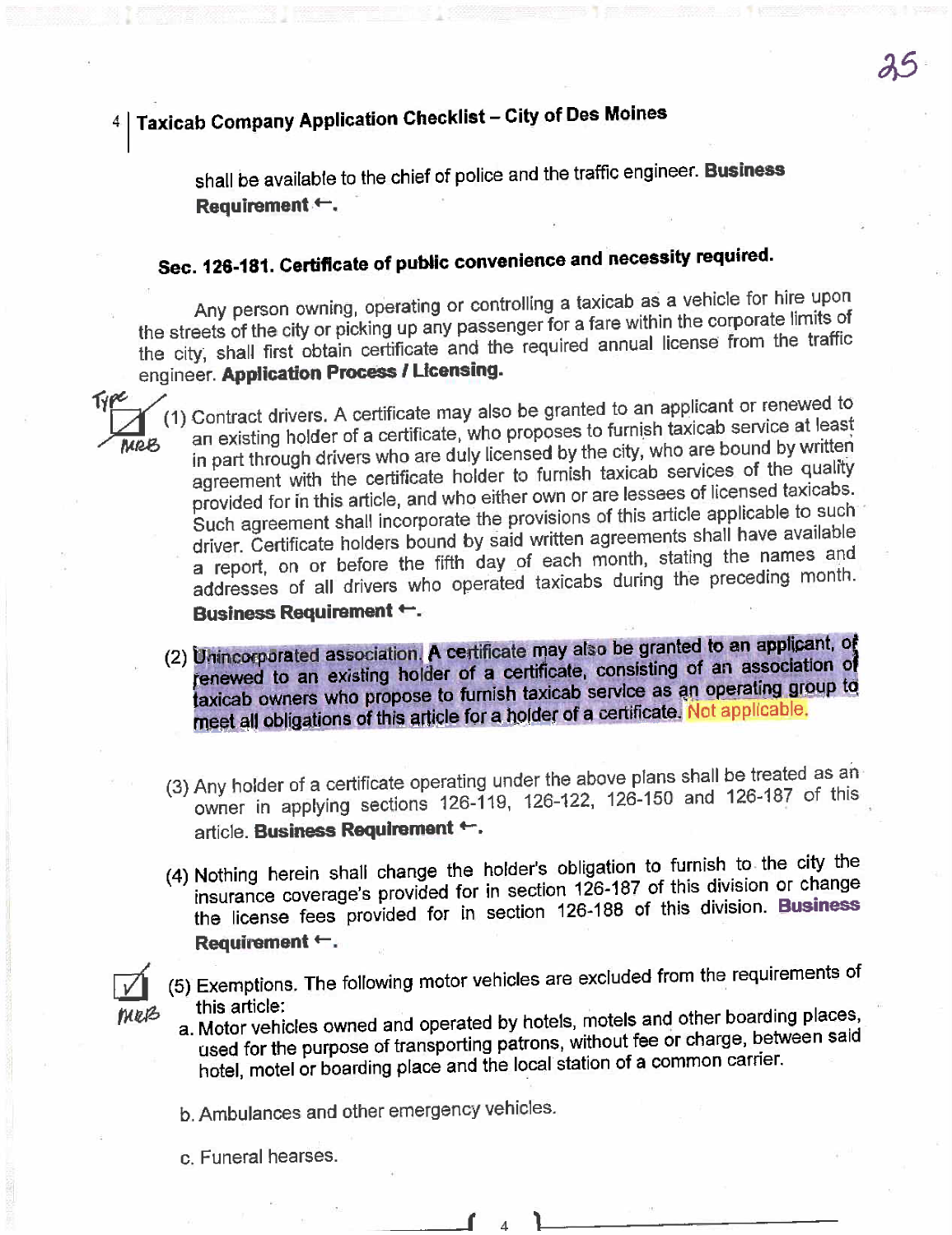shall be available to the chief of police and the traffic engineer. **Business Requirement ←.**

## Sec. 126-181. Certificate of public convenience and necessity required.

Any person owning, operating or controlling a taxicab as a vehicle for hire upon the streets of the city or picking up any passenger for a fare within the corporate limits of the city, shall first obtain certificate and the required annual license from the traffic engineer. **Application Process / Licensing.**

(1) Contract drivers. A certificate may also be granted to an applicant or renewed to an existing holder of a certificate, who proposes to furnish taxicab service at least in part through drivers who are duly licensed by the city, who are bound by written agreement with the certificate holder to furnish taxicab services of the quality provided for in this article, and who either own or are lessees of licensed taxicabs. Such agreement shall incorporate the provisions of this article applicable to such driver. Certificate holders bound by said written agreements shall have available a report, on or before the fifth day of each month, stating the names and addresses of all drivers who operated taxicabs during the preceding month. **Business Requirement ←.**

(2) Unincorporated association. A certificate may also be granted to an applicant, or renewed to an existing holder of a certificate, consisting of an association of taxicab owners who propose to furnish taxicab service as an operating group to meet all obligations of this article for a holder of a certificate. Not applicable.

(3) Any holder of a certificate operating under the above plans shall be treated as an owner in applying sections 126-119, 126-122, 126-150 and 126-187 of this article. **Business Requirement ←.**

(4) Nothing herein shall change the holder's obligation to furnish to the city the insurance coverage's provided for in section 126-187 of this division or change the license fees provided for in section 126-188 of this division. **Business Requirement ←.**

(5) Exemptions. The following motor vehicles are excluded from the requirements of this article:

a. Motor vehicles owned and operated by hotels, motels and other boarding places, used for the purpose of transporting patrons, without fee or charge, between said hotel, motel or boarding place and the local station of a common carrier.

b. Ambulances and other emergency vehicles.

c. Funeral hearses.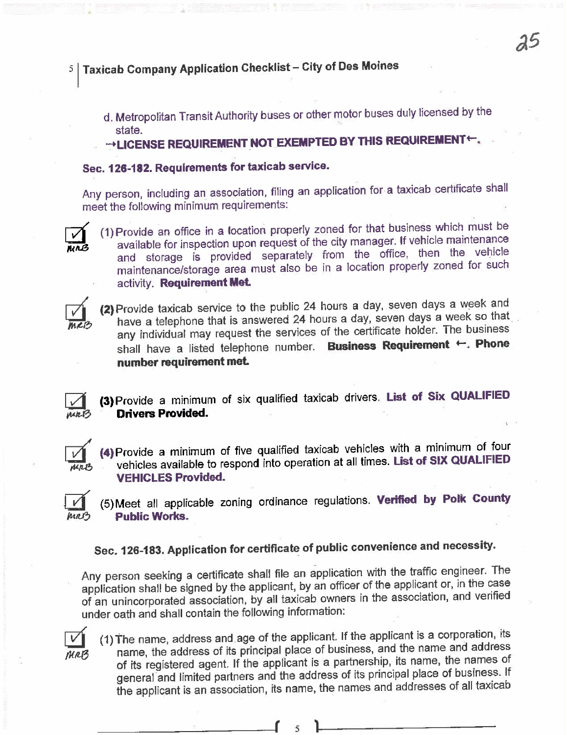d. Metropolitan Transit Authority buses or other motor buses duly licensed by the state.

**→LICENSE REQUIREMENT NOT EXEMPTED BY THIS REQUIREMENT←.**

### Sec. 126-182. Requirements for taxicab service.

Any person, including an association, filing an application for a taxicab certificate shall meet the following minimum requirements:

☑ MRB (1) Provide an office in a location properly zoned for that business which must be available for inspection upon request of the city manager. If vehicle maintenance and storage is provided separately from the office, then the vehicle maintenance/storage area must also be in a location properly zoned for such activity. **Requirement Met.**

☑ MRB (2) Provide taxicab service to the public 24 hours a day, seven days a week and have a telephone that is answered 24 hours a day, seven days a week so that any individual may request the services of the certificate holder. The business shall have a listed telephone number. **Business Requirement ←. Phone number requirement met.**

☑ MRB (3) Provide a minimum of six qualified taxicab drivers. **List of Six QUALIFIED Drivers Provided.**

☑ MRB (4) Provide a minimum of five qualified taxicab vehicles with a minimum of four vehicles available to respond into operation at all times. **List of SIX QUALIFIED VEHICLES Provided.**

☑ MRB (5) Meet all applicable zoning ordinance regulations. **Verified by Polk County Public Works.**

### Sec. 126-183. Application for certificate of public convenience and necessity.

Any person seeking a certificate shall file an application with the traffic engineer. The application shall be signed by the applicant, by an officer of the applicant or, in the case of an unincorporated association, by all taxicab owners in the association, and verified under oath and shall contain the following information:

☑ MRB (1) The name, address and age of the applicant. If the applicant is a corporation, its name, the address of its principal place of business, and the name and address of its registered agent. If the applicant is a partnership, its name, the names of general and limited partners and the address of its principal place of business. If the applicant is an association, its name, the names and addresses of all taxicab